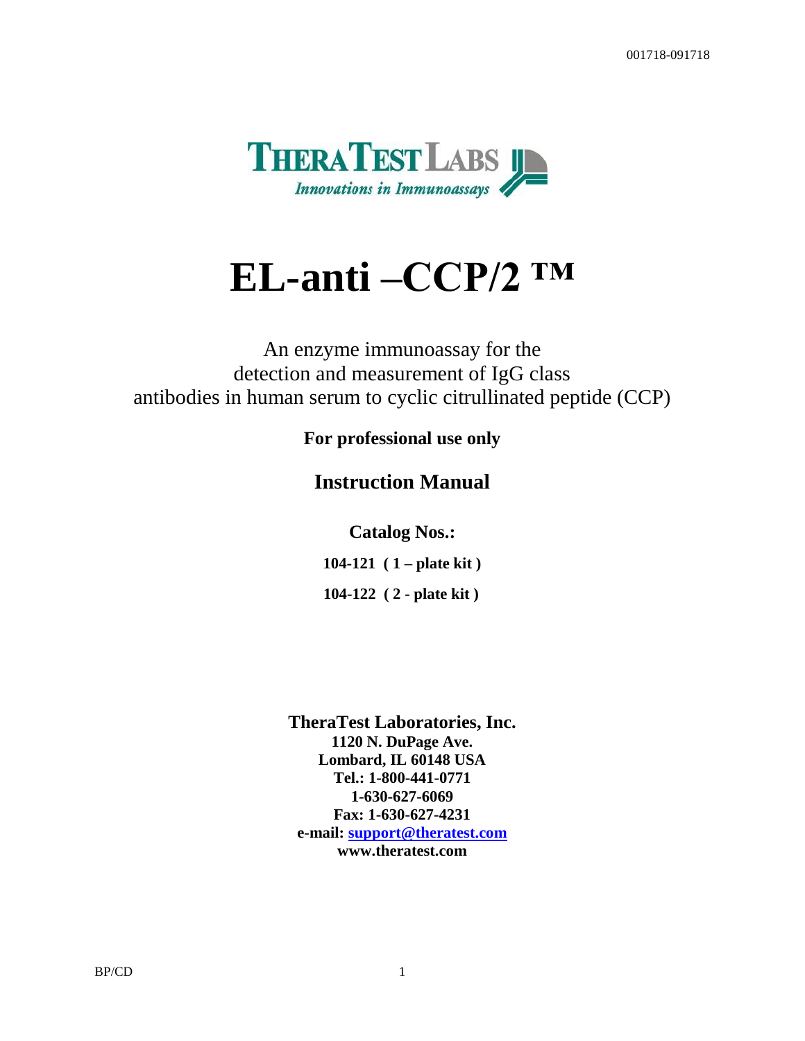001718-091718

**THERATEST LABS**
*Innovations in Immunoassays*

# EL-anti –CCP/2 ™

An enzyme immunoassay for the
detection and measurement of IgG class
antibodies in human serum to cyclic citrullinated peptide (CCP)

**For professional use only**

## Instruction Manual

**Catalog Nos.:**

**104-121 ( 1 – plate kit )**

**104-122 ( 2 - plate kit )**

**TheraTest Laboratories, Inc.**
**1120 N. DuPage Ave.**
**Lombard, IL 60148 USA**
**Tel.: 1-800-441-0771**
**1-630-627-6069**
**Fax: 1-630-627-4231**
**e-mail: support@theratest.com**
**www.theratest.com**

BP/CD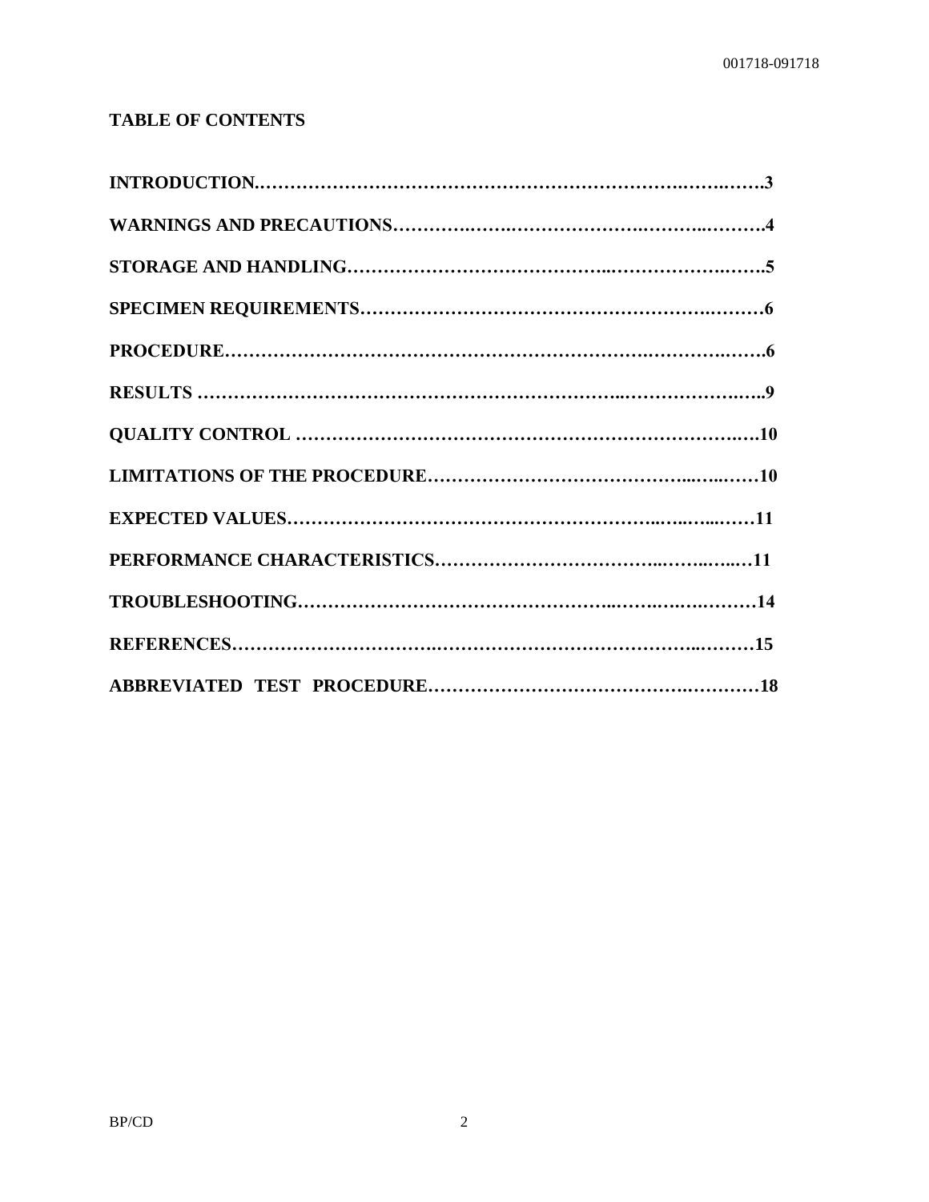## TABLE OF CONTENTS

**INTRODUCTION.......................................................................................3**

**WARNINGS AND PRECAUTIONS..............................................................4**

**STORAGE AND HANDLING.......................................................................5**

**SPECIMEN REQUIREMENTS....................................................................6**

**PROCEDURE...............................................................................................6**

**RESULTS ....................................................................................................9**

**QUALITY CONTROL .................................................................................10**

**LIMITATIONS OF THE PROCEDURE......................................................10**

**EXPECTED VALUES..................................................................................11**

**PERFORMANCE CHARACTERISTICS......................................................11**

**TROUBLESHOOTING................................................................................14**

**REFERENCES.............................................................................................15**

**ABBREVIATED TEST PROCEDURE..........................................................18**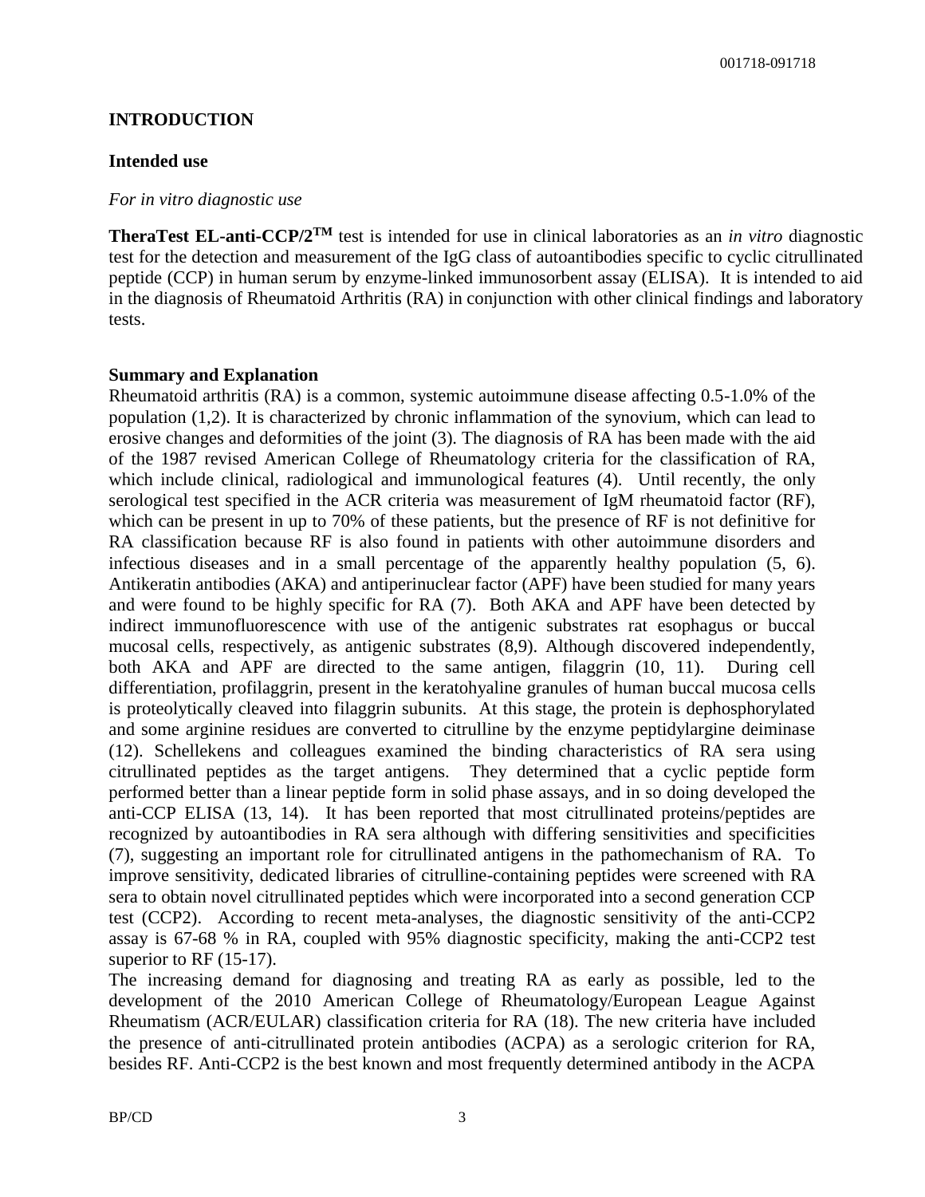## INTRODUCTION

### Intended use

*For in vitro diagnostic use*

**TheraTest EL-anti-CCP/2™** test is intended for use in clinical laboratories as an *in vitro* diagnostic test for the detection and measurement of the IgG class of autoantibodies specific to cyclic citrullinated peptide (CCP) in human serum by enzyme-linked immunosorbent assay (ELISA). It is intended to aid in the diagnosis of Rheumatoid Arthritis (RA) in conjunction with other clinical findings and laboratory tests.

### Summary and Explanation

Rheumatoid arthritis (RA) is a common, systemic autoimmune disease affecting 0.5-1.0% of the population (1,2). It is characterized by chronic inflammation of the synovium, which can lead to erosive changes and deformities of the joint (3). The diagnosis of RA has been made with the aid of the 1987 revised American College of Rheumatology criteria for the classification of RA, which include clinical, radiological and immunological features (4). Until recently, the only serological test specified in the ACR criteria was measurement of IgM rheumatoid factor (RF), which can be present in up to 70% of these patients, but the presence of RF is not definitive for RA classification because RF is also found in patients with other autoimmune disorders and infectious diseases and in a small percentage of the apparently healthy population (5, 6). Antikeratin antibodies (AKA) and antiperinuclear factor (APF) have been studied for many years and were found to be highly specific for RA (7). Both AKA and APF have been detected by indirect immunofluorescence with use of the antigenic substrates rat esophagus or buccal mucosal cells, respectively, as antigenic substrates (8,9). Although discovered independently, both AKA and APF are directed to the same antigen, filaggrin (10, 11). During cell differentiation, profilaggrin, present in the keratohyaline granules of human buccal mucosa cells is proteolytically cleaved into filaggrin subunits. At this stage, the protein is dephosphorylated and some arginine residues are converted to citrulline by the enzyme peptidylargine deiminase (12). Schellekens and colleagues examined the binding characteristics of RA sera using citrullinated peptides as the target antigens. They determined that a cyclic peptide form performed better than a linear peptide form in solid phase assays, and in so doing developed the anti-CCP ELISA (13, 14). It has been reported that most citrullinated proteins/peptides are recognized by autoantibodies in RA sera although with differing sensitivities and specificities (7), suggesting an important role for citrullinated antigens in the pathomechanism of RA. To improve sensitivity, dedicated libraries of citrulline-containing peptides were screened with RA sera to obtain novel citrullinated peptides which were incorporated into a second generation CCP test (CCP2). According to recent meta-analyses, the diagnostic sensitivity of the anti-CCP2 assay is 67-68 % in RA, coupled with 95% diagnostic specificity, making the anti-CCP2 test superior to RF (15-17).

The increasing demand for diagnosing and treating RA as early as possible, led to the development of the 2010 American College of Rheumatology/European League Against Rheumatism (ACR/EULAR) classification criteria for RA (18). The new criteria have included the presence of anti-citrullinated protein antibodies (ACPA) as a serologic criterion for RA, besides RF. Anti-CCP2 is the best known and most frequently determined antibody in the ACPA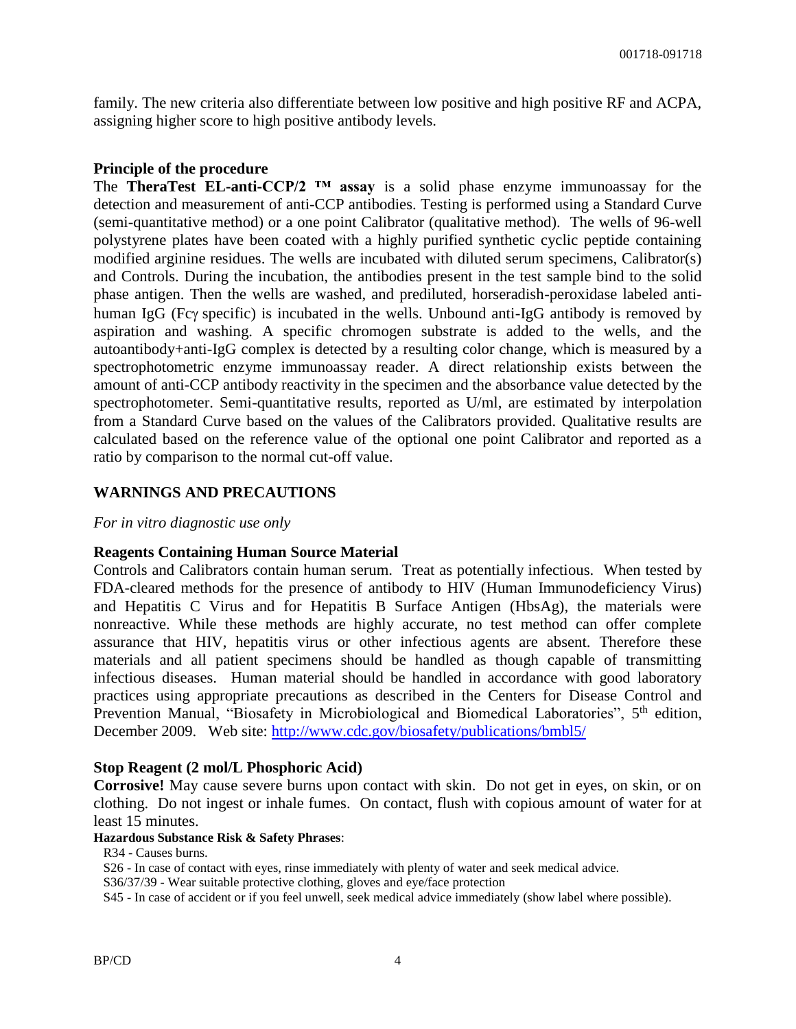family. The new criteria also differentiate between low positive and high positive RF and ACPA, assigning higher score to high positive antibody levels.

### Principle of the procedure

The **TheraTest EL-anti-CCP/2 ™ assay** is a solid phase enzyme immunoassay for the detection and measurement of anti-CCP antibodies. Testing is performed using a Standard Curve (semi-quantitative method) or a one point Calibrator (qualitative method). The wells of 96-well polystyrene plates have been coated with a highly purified synthetic cyclic peptide containing modified arginine residues. The wells are incubated with diluted serum specimens, Calibrator(s) and Controls. During the incubation, the antibodies present in the test sample bind to the solid phase antigen. Then the wells are washed, and prediluted, horseradish-peroxidase labeled anti-human IgG (Fcγ specific) is incubated in the wells. Unbound anti-IgG antibody is removed by aspiration and washing. A specific chromogen substrate is added to the wells, and the autoantibody+anti-IgG complex is detected by a resulting color change, which is measured by a spectrophotometric enzyme immunoassay reader. A direct relationship exists between the amount of anti-CCP antibody reactivity in the specimen and the absorbance value detected by the spectrophotometer. Semi-quantitative results, reported as U/ml, are estimated by interpolation from a Standard Curve based on the values of the Calibrators provided. Qualitative results are calculated based on the reference value of the optional one point Calibrator and reported as a ratio by comparison to the normal cut-off value.

## WARNINGS AND PRECAUTIONS

*For in vitro diagnostic use only*

### Reagents Containing Human Source Material

Controls and Calibrators contain human serum. Treat as potentially infectious. When tested by FDA-cleared methods for the presence of antibody to HIV (Human Immunodeficiency Virus) and Hepatitis C Virus and for Hepatitis B Surface Antigen (HbsAg), the materials were nonreactive. While these methods are highly accurate, no test method can offer complete assurance that HIV, hepatitis virus or other infectious agents are absent. Therefore these materials and all patient specimens should be handled as though capable of transmitting infectious diseases. Human material should be handled in accordance with good laboratory practices using appropriate precautions as described in the Centers for Disease Control and Prevention Manual, "Biosafety in Microbiological and Biomedical Laboratories", 5th edition, December 2009. Web site: http://www.cdc.gov/biosafety/publications/bmbl5/

### Stop Reagent (2 mol/L Phosphoric Acid)

**Corrosive!** May cause severe burns upon contact with skin. Do not get in eyes, on skin, or on clothing. Do not ingest or inhale fumes. On contact, flush with copious amount of water for at least 15 minutes.

**Hazardous Substance Risk & Safety Phrases**:

R34 - Causes burns.

S26 - In case of contact with eyes, rinse immediately with plenty of water and seek medical advice.

S36/37/39 - Wear suitable protective clothing, gloves and eye/face protection

S45 - In case of accident or if you feel unwell, seek medical advice immediately (show label where possible).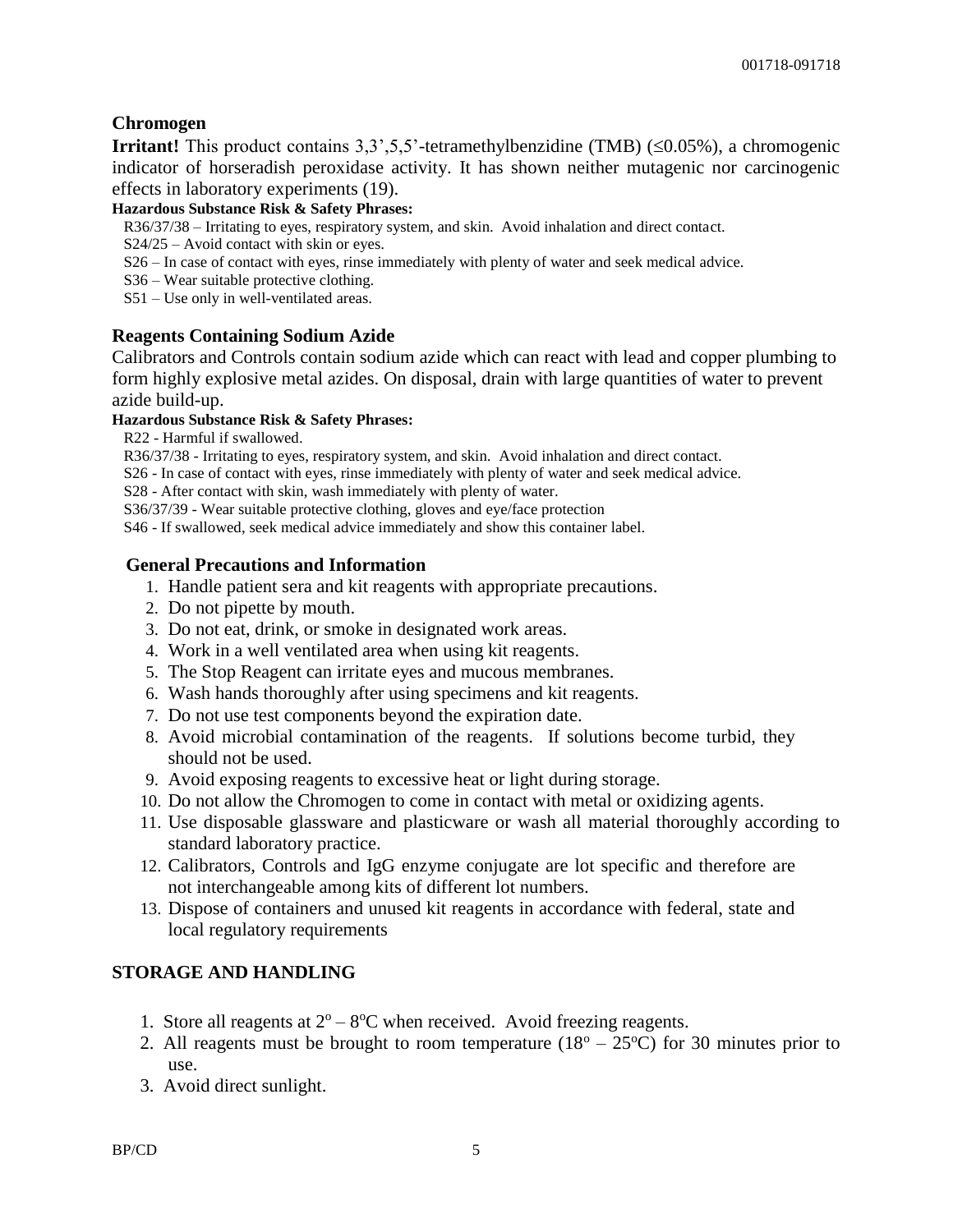### Chromogen

**Irritant!** This product contains 3,3',5,5'-tetramethylbenzidine (TMB) (≤0.05%), a chromogenic indicator of horseradish peroxidase activity. It has shown neither mutagenic nor carcinogenic effects in laboratory experiments (19).

**Hazardous Substance Risk & Safety Phrases:**

R36/37/38 – Irritating to eyes, respiratory system, and skin. Avoid inhalation and direct contact.
S24/25 – Avoid contact with skin or eyes.
S26 – In case of contact with eyes, rinse immediately with plenty of water and seek medical advice.
S36 – Wear suitable protective clothing.
S51 – Use only in well-ventilated areas.

### Reagents Containing Sodium Azide

Calibrators and Controls contain sodium azide which can react with lead and copper plumbing to form highly explosive metal azides. On disposal, drain with large quantities of water to prevent azide build-up.

**Hazardous Substance Risk & Safety Phrases:**

R22 - Harmful if swallowed.
R36/37/38 - Irritating to eyes, respiratory system, and skin. Avoid inhalation and direct contact.
S26 - In case of contact with eyes, rinse immediately with plenty of water and seek medical advice.
S28 - After contact with skin, wash immediately with plenty of water.
S36/37/39 - Wear suitable protective clothing, gloves and eye/face protection
S46 - If swallowed, seek medical advice immediately and show this container label.

### General Precautions and Information

1. Handle patient sera and kit reagents with appropriate precautions.
2. Do not pipette by mouth.
3. Do not eat, drink, or smoke in designated work areas.
4. Work in a well ventilated area when using kit reagents.
5. The Stop Reagent can irritate eyes and mucous membranes.
6. Wash hands thoroughly after using specimens and kit reagents.
7. Do not use test components beyond the expiration date.
8. Avoid microbial contamination of the reagents. If solutions become turbid, they should not be used.
9. Avoid exposing reagents to excessive heat or light during storage.
10. Do not allow the Chromogen to come in contact with metal or oxidizing agents.
11. Use disposable glassware and plasticware or wash all material thoroughly according to standard laboratory practice.
12. Calibrators, Controls and IgG enzyme conjugate are lot specific and therefore are not interchangeable among kits of different lot numbers.
13. Dispose of containers and unused kit reagents in accordance with federal, state and local regulatory requirements

## STORAGE AND HANDLING

1. Store all reagents at $2^o – 8^oC$ when received. Avoid freezing reagents.
2. All reagents must be brought to room temperature ($18^o – 25^oC$) for 30 minutes prior to use.
3. Avoid direct sunlight.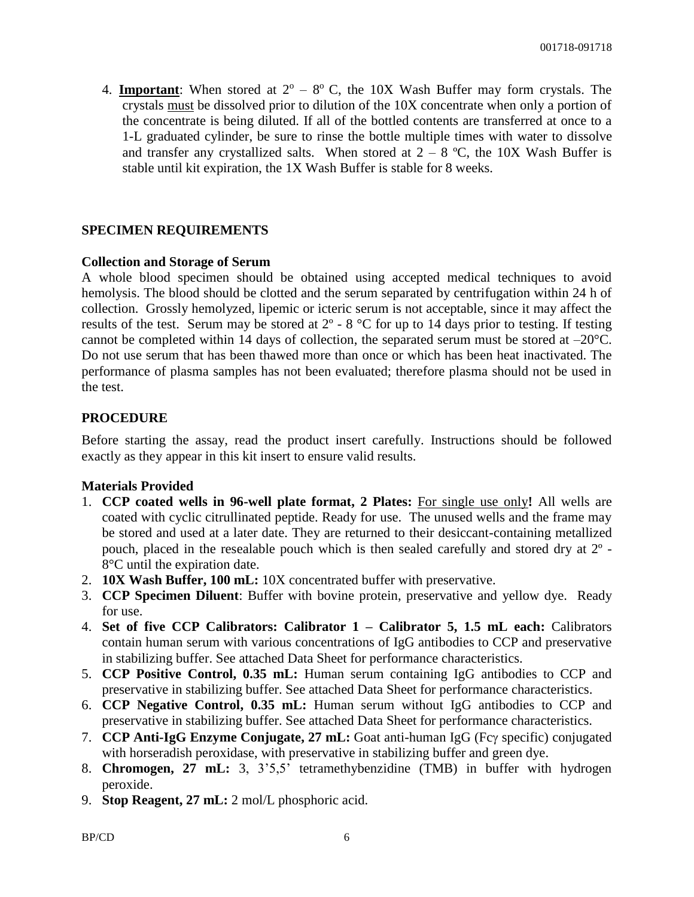4. **Important**: When stored at $2^o – 8^o$ C, the 10X Wash Buffer may form crystals. The crystals must be dissolved prior to dilution of the 10X concentrate when only a portion of the concentrate is being diluted. If all of the bottled contents are transferred at once to a 1-L graduated cylinder, be sure to rinse the bottle multiple times with water to dissolve and transfer any crystallized salts. When stored at 2 – 8 ºC, the 10X Wash Buffer is stable until kit expiration, the 1X Wash Buffer is stable for 8 weeks.

## SPECIMEN REQUIREMENTS

### Collection and Storage of Serum

A whole blood specimen should be obtained using accepted medical techniques to avoid hemolysis. The blood should be clotted and the serum separated by centrifugation within 24 h of collection. Grossly hemolyzed, lipemic or icteric serum is not acceptable, since it may affect the results of the test. Serum may be stored at 2º - 8 °C for up to 14 days prior to testing. If testing cannot be completed within 14 days of collection, the separated serum must be stored at –20°C. Do not use serum that has been thawed more than once or which has been heat inactivated. The performance of plasma samples has not been evaluated; therefore plasma should not be used in the test.

## PROCEDURE

Before starting the assay, read the product insert carefully. Instructions should be followed exactly as they appear in this kit insert to ensure valid results.

### Materials Provided

1. **CCP coated wells in 96-well plate format, 2 Plates:** For single use only**!** All wells are coated with cyclic citrullinated peptide. Ready for use. The unused wells and the frame may be stored and used at a later date. They are returned to their desiccant-containing metallized pouch, placed in the resealable pouch which is then sealed carefully and stored dry at 2º - 8°C until the expiration date.
2. **10X Wash Buffer, 100 mL:** 10X concentrated buffer with preservative.
3. **CCP Specimen Diluent**: Buffer with bovine protein, preservative and yellow dye. Ready for use.
4. **Set of five CCP Calibrators: Calibrator 1 – Calibrator 5, 1.5 mL each:** Calibrators contain human serum with various concentrations of IgG antibodies to CCP and preservative in stabilizing buffer. See attached Data Sheet for performance characteristics.
5. **CCP Positive Control, 0.35 mL:** Human serum containing IgG antibodies to CCP and preservative in stabilizing buffer. See attached Data Sheet for performance characteristics.
6. **CCP Negative Control, 0.35 mL:** Human serum without IgG antibodies to CCP and preservative in stabilizing buffer. See attached Data Sheet for performance characteristics.
7. **CCP Anti-IgG Enzyme Conjugate, 27 mL:** Goat anti-human IgG (Fcγ specific) conjugated with horseradish peroxidase, with preservative in stabilizing buffer and green dye.
8. **Chromogen, 27 mL:** 3, 3'5,5' tetramethybenzidine (TMB) in buffer with hydrogen peroxide.
9. **Stop Reagent, 27 mL:** 2 mol/L phosphoric acid.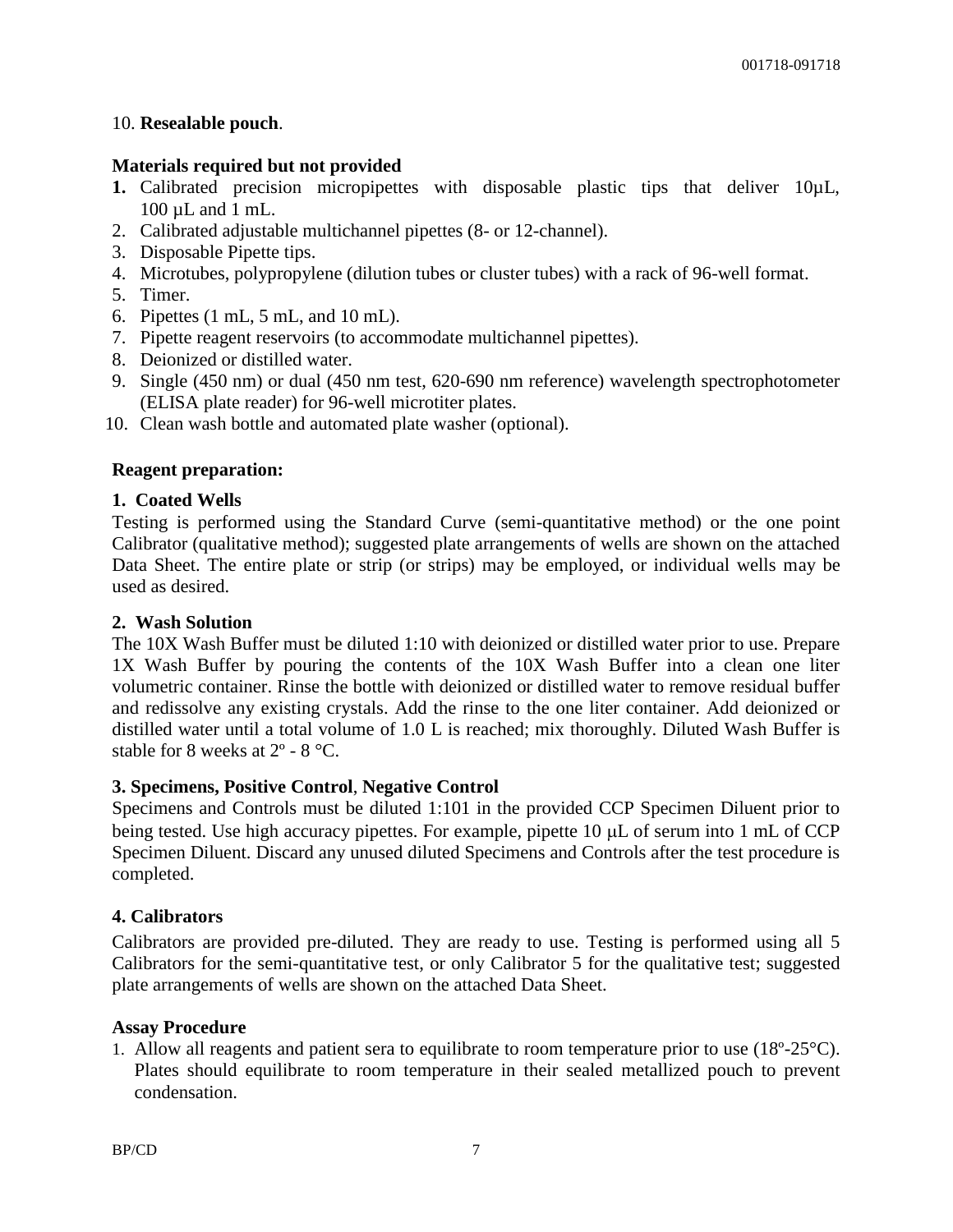10. **Resealable pouch**.

**Materials required but not provided**

1. Calibrated precision micropipettes with disposable plastic tips that deliver 10µL, 100 µL and 1 mL.
2. Calibrated adjustable multichannel pipettes (8- or 12-channel).
3. Disposable Pipette tips.
4. Microtubes, polypropylene (dilution tubes or cluster tubes) with a rack of 96-well format.
5. Timer.
6. Pipettes (1 mL, 5 mL, and 10 mL).
7. Pipette reagent reservoirs (to accommodate multichannel pipettes).
8. Deionized or distilled water.
9. Single (450 nm) or dual (450 nm test, 620-690 nm reference) wavelength spectrophotometer (ELISA plate reader) for 96-well microtiter plates.
10. Clean wash bottle and automated plate washer (optional).

**Reagent preparation:**

**1. Coated Wells**

Testing is performed using the Standard Curve (semi-quantitative method) or the one point Calibrator (qualitative method); suggested plate arrangements of wells are shown on the attached Data Sheet. The entire plate or strip (or strips) may be employed, or individual wells may be used as desired.

**2. Wash Solution**

The 10X Wash Buffer must be diluted 1:10 with deionized or distilled water prior to use. Prepare 1X Wash Buffer by pouring the contents of the 10X Wash Buffer into a clean one liter volumetric container. Rinse the bottle with deionized or distilled water to remove residual buffer and redissolve any existing crystals. Add the rinse to the one liter container. Add deionized or distilled water until a total volume of 1.0 L is reached; mix thoroughly. Diluted Wash Buffer is stable for 8 weeks at 2º - 8 °C.

**3. Specimens, Positive Control**, **Negative Control**

Specimens and Controls must be diluted 1:101 in the provided CCP Specimen Diluent prior to being tested. Use high accuracy pipettes. For example, pipette 10 µL of serum into 1 mL of CCP Specimen Diluent. Discard any unused diluted Specimens and Controls after the test procedure is completed.

**4. Calibrators**

Calibrators are provided pre-diluted. They are ready to use. Testing is performed using all 5 Calibrators for the semi-quantitative test, or only Calibrator 5 for the qualitative test; suggested plate arrangements of wells are shown on the attached Data Sheet.

**Assay Procedure**

1. Allow all reagents and patient sera to equilibrate to room temperature prior to use (18º-25°C). Plates should equilibrate to room temperature in their sealed metallized pouch to prevent condensation.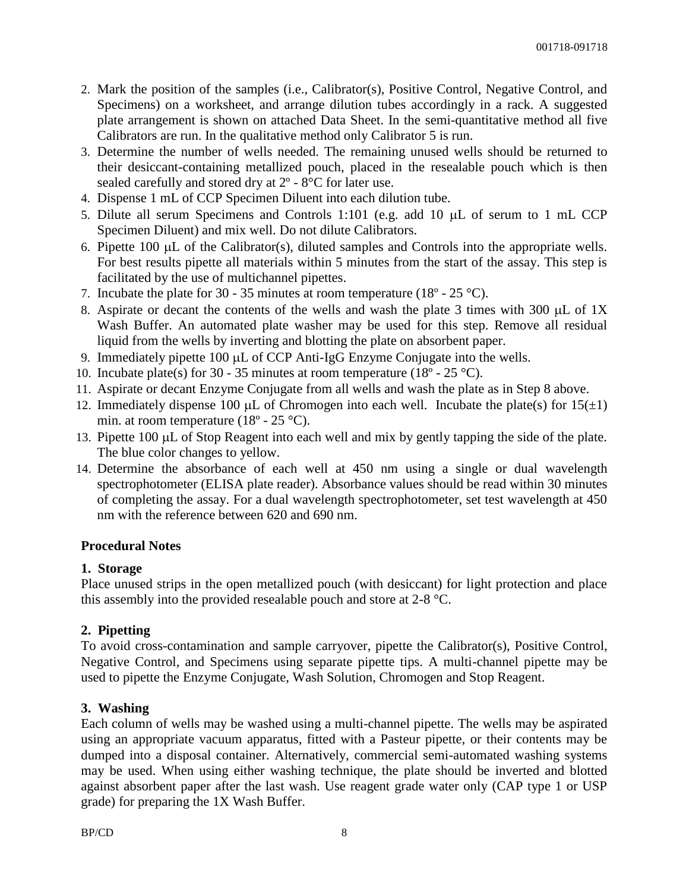2. Mark the position of the samples (i.e., Calibrator(s), Positive Control, Negative Control, and Specimens) on a worksheet, and arrange dilution tubes accordingly in a rack. A suggested plate arrangement is shown on attached Data Sheet. In the semi-quantitative method all five Calibrators are run. In the qualitative method only Calibrator 5 is run.
3. Determine the number of wells needed. The remaining unused wells should be returned to their desiccant-containing metallized pouch, placed in the resealable pouch which is then sealed carefully and stored dry at 2º - 8°C for later use.
4. Dispense 1 mL of CCP Specimen Diluent into each dilution tube.
5. Dilute all serum Specimens and Controls 1:101 (e.g. add 10 μL of serum to 1 mL CCP Specimen Diluent) and mix well. Do not dilute Calibrators.
6. Pipette 100 μL of the Calibrator(s), diluted samples and Controls into the appropriate wells. For best results pipette all materials within 5 minutes from the start of the assay. This step is facilitated by the use of multichannel pipettes.
7. Incubate the plate for 30 - 35 minutes at room temperature (18º - 25 °C).
8. Aspirate or decant the contents of the wells and wash the plate 3 times with 300 μL of 1X Wash Buffer. An automated plate washer may be used for this step. Remove all residual liquid from the wells by inverting and blotting the plate on absorbent paper.
9. Immediately pipette 100 μL of CCP Anti-IgG Enzyme Conjugate into the wells.
10. Incubate plate(s) for 30 - 35 minutes at room temperature (18º - 25 °C).
11. Aspirate or decant Enzyme Conjugate from all wells and wash the plate as in Step 8 above.
12. Immediately dispense 100 μL of Chromogen into each well. Incubate the plate(s) for 15(±1) min. at room temperature (18º - 25 °C).
13. Pipette 100 μL of Stop Reagent into each well and mix by gently tapping the side of the plate. The blue color changes to yellow.
14. Determine the absorbance of each well at 450 nm using a single or dual wavelength spectrophotometer (ELISA plate reader). Absorbance values should be read within 30 minutes of completing the assay. For a dual wavelength spectrophotometer, set test wavelength at 450 nm with the reference between 620 and 690 nm.

**Procedural Notes**

**1. Storage**

Place unused strips in the open metallized pouch (with desiccant) for light protection and place this assembly into the provided resealable pouch and store at 2-8 °C.

**2. Pipetting**

To avoid cross-contamination and sample carryover, pipette the Calibrator(s), Positive Control, Negative Control, and Specimens using separate pipette tips. A multi-channel pipette may be used to pipette the Enzyme Conjugate, Wash Solution, Chromogen and Stop Reagent.

**3. Washing**

Each column of wells may be washed using a multi-channel pipette. The wells may be aspirated using an appropriate vacuum apparatus, fitted with a Pasteur pipette, or their contents may be dumped into a disposal container. Alternatively, commercial semi-automated washing systems may be used. When using either washing technique, the plate should be inverted and blotted against absorbent paper after the last wash. Use reagent grade water only (CAP type 1 or USP grade) for preparing the 1X Wash Buffer.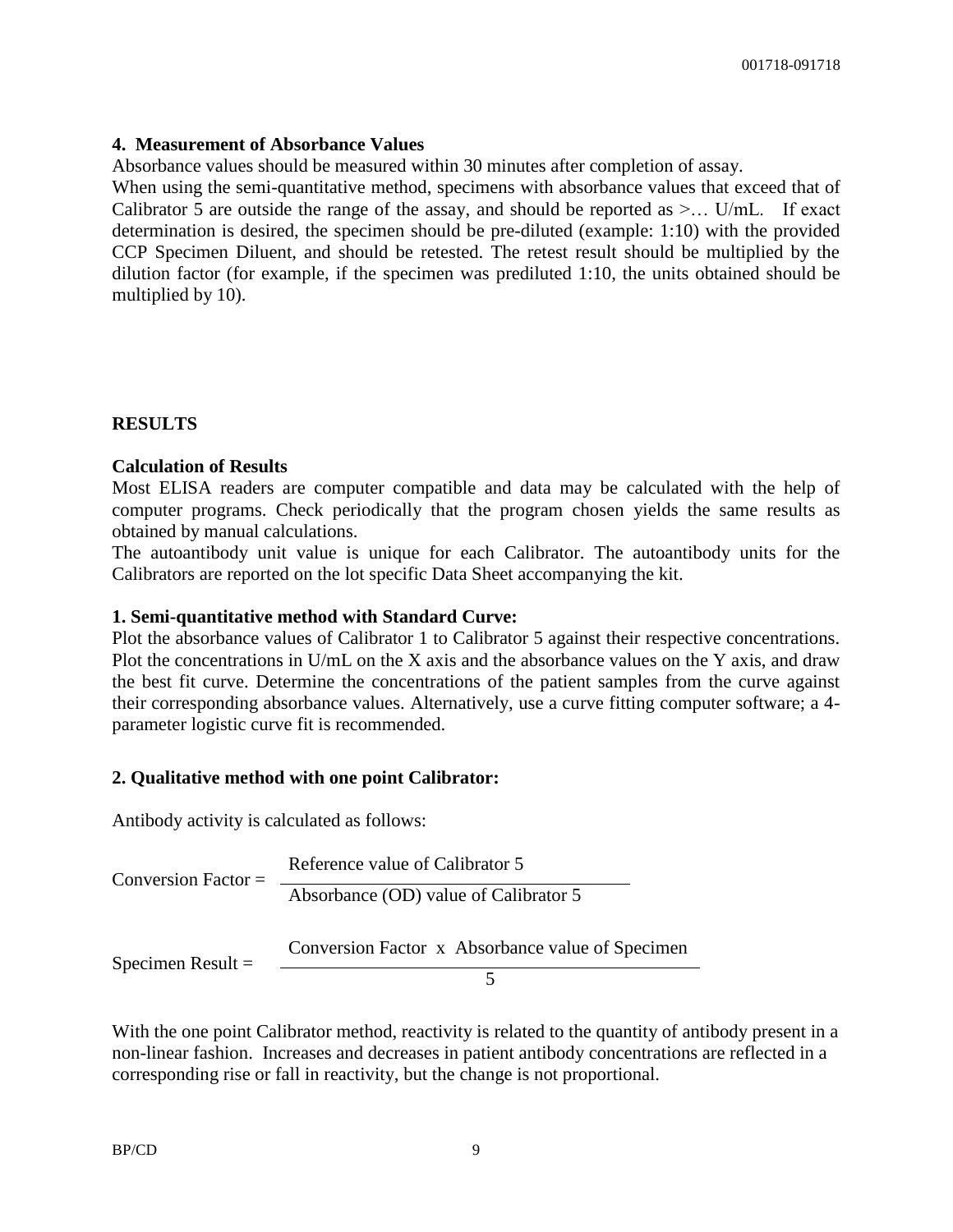#### 4. Measurement of Absorbance Values

Absorbance values should be measured within 30 minutes after completion of assay.

When using the semi-quantitative method, specimens with absorbance values that exceed that of Calibrator 5 are outside the range of the assay, and should be reported as >… U/mL. If exact determination is desired, the specimen should be pre-diluted (example: 1:10) with the provided CCP Specimen Diluent, and should be retested. The retest result should be multiplied by the dilution factor (for example, if the specimen was prediluted 1:10, the units obtained should be multiplied by 10).

## RESULTS

### Calculation of Results

Most ELISA readers are computer compatible and data may be calculated with the help of computer programs. Check periodically that the program chosen yields the same results as obtained by manual calculations.

The autoantibody unit value is unique for each Calibrator. The autoantibody units for the Calibrators are reported on the lot specific Data Sheet accompanying the kit.

#### 1. Semi-quantitative method with Standard Curve:

Plot the absorbance values of Calibrator 1 to Calibrator 5 against their respective concentrations. Plot the concentrations in U/mL on the X axis and the absorbance values on the Y axis, and draw the best fit curve. Determine the concentrations of the patient samples from the curve against their corresponding absorbance values. Alternatively, use a curve fitting computer software; a 4-parameter logistic curve fit is recommended.

#### 2. Qualitative method with one point Calibrator:

Antibody activity is calculated as follows:

$$\text{Conversion Factor} = \frac{\text{Reference value of Calibrator 5}}{\text{Absorbance (OD) value of Calibrator 5}}$$

$$\text{Specimen Result} = \frac{\text{Conversion Factor} \times \text{Absorbance value of Specimen}}{5}$$

With the one point Calibrator method, reactivity is related to the quantity of antibody present in a non-linear fashion. Increases and decreases in patient antibody concentrations are reflected in a corresponding rise or fall in reactivity, but the change is not proportional.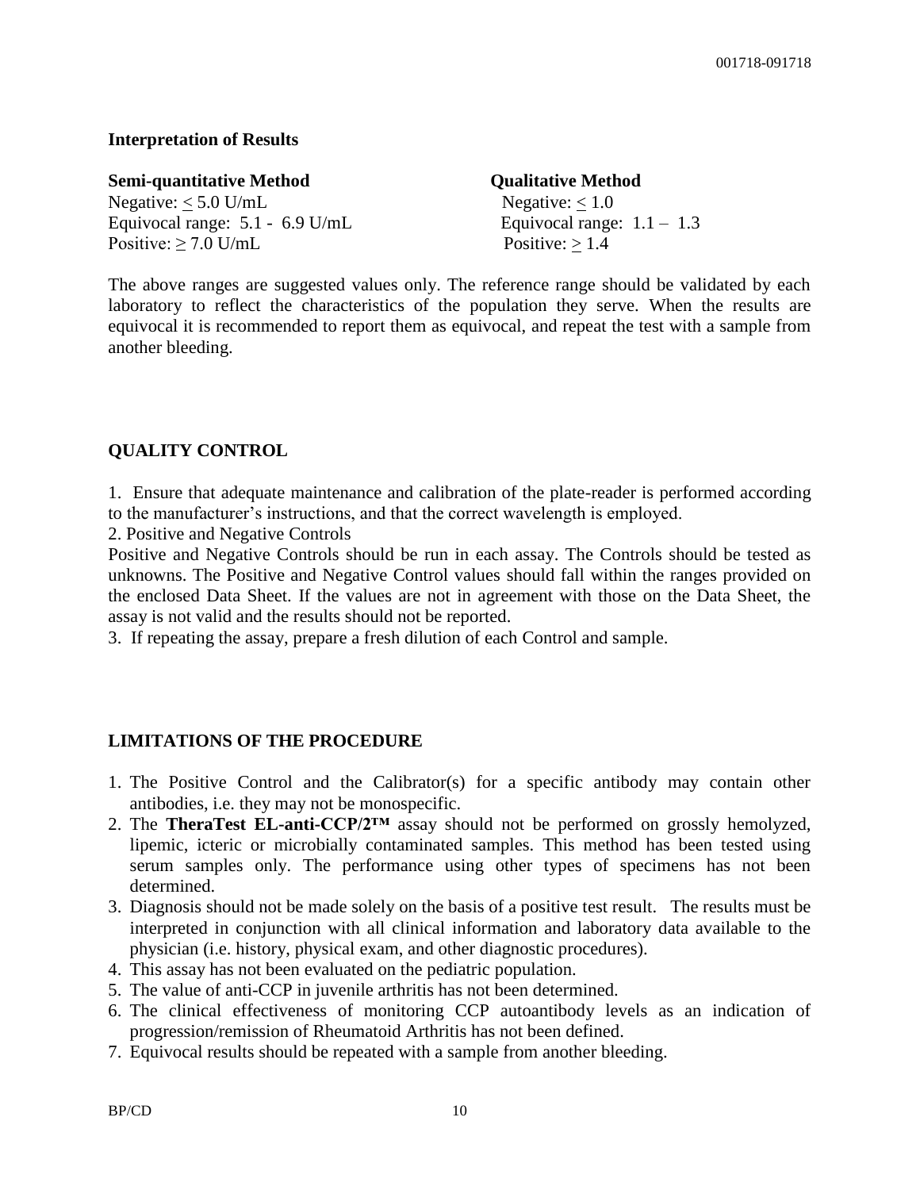**Interpretation of Results**

| Semi-quantitative Method | Qualitative Method |
|---|---|
| Negative: $\leq$ 5.0 U/mL | Negative: $\leq$ 1.0 |
| Equivocal range: 5.1 - 6.9 U/mL | Equivocal range: 1.1 – 1.3 |
| Positive: $\geq$ 7.0 U/mL | Positive: $\geq$ 1.4 |

The above ranges are suggested values only. The reference range should be validated by each laboratory to reflect the characteristics of the population they serve. When the results are equivocal it is recommended to report them as equivocal, and repeat the test with a sample from another bleeding.

## QUALITY CONTROL

1. Ensure that adequate maintenance and calibration of the plate-reader is performed according to the manufacturer's instructions, and that the correct wavelength is employed.
2. Positive and Negative Controls

   Positive and Negative Controls should be run in each assay. The Controls should be tested as unknowns. The Positive and Negative Control values should fall within the ranges provided on the enclosed Data Sheet. If the values are not in agreement with those on the Data Sheet, the assay is not valid and the results should not be reported.
3. If repeating the assay, prepare a fresh dilution of each Control and sample.

## LIMITATIONS OF THE PROCEDURE

1. The Positive Control and the Calibrator(s) for a specific antibody may contain other antibodies, i.e. they may not be monospecific.
2. The **TheraTest EL-anti-CCP/2™** assay should not be performed on grossly hemolyzed, lipemic, icteric or microbially contaminated samples. This method has been tested using serum samples only. The performance using other types of specimens has not been determined.
3. Diagnosis should not be made solely on the basis of a positive test result. The results must be interpreted in conjunction with all clinical information and laboratory data available to the physician (i.e. history, physical exam, and other diagnostic procedures).
4. This assay has not been evaluated on the pediatric population.
5. The value of anti-CCP in juvenile arthritis has not been determined.
6. The clinical effectiveness of monitoring CCP autoantibody levels as an indication of progression/remission of Rheumatoid Arthritis has not been defined.
7. Equivocal results should be repeated with a sample from another bleeding.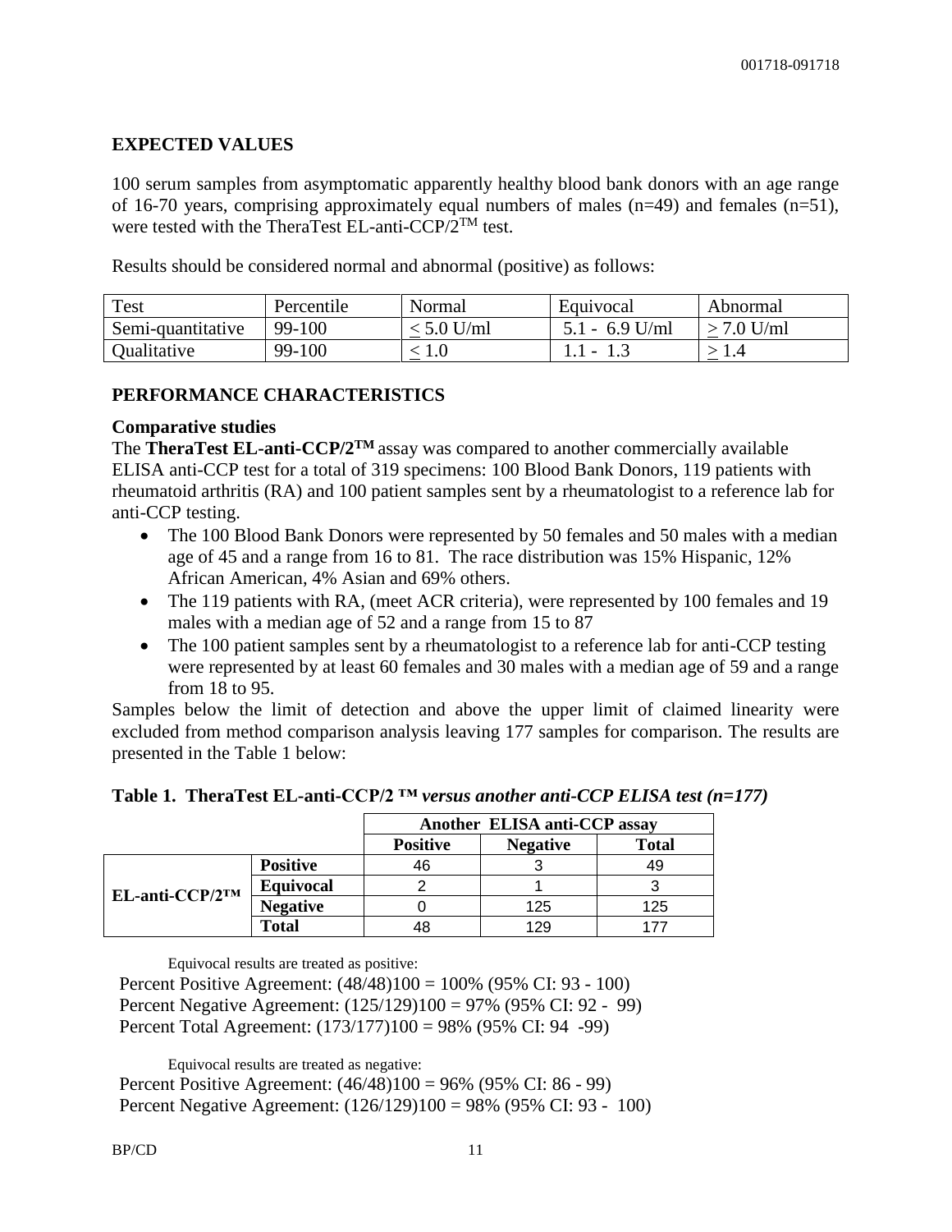## EXPECTED VALUES

100 serum samples from asymptomatic apparently healthy blood bank donors with an age range of 16-70 years, comprising approximately equal numbers of males (n=49) and females (n=51), were tested with the TheraTest EL-anti-CCP/2™ test.

Results should be considered normal and abnormal (positive) as follows:

| Test | Percentile | Normal | Equivocal | Abnormal |
|---|---|---|---|---|
| Semi-quantitative | 99-100 | ≤ 5.0 U/ml | 5.1 - 6.9 U/ml | ≥ 7.0 U/ml |
| Qualitative | 99-100 | ≤ 1.0 | 1.1 - 1.3 | ≥ 1.4 |

## PERFORMANCE CHARACTERISTICS

### Comparative studies

The **TheraTest EL-anti-CCP/2™** assay was compared to another commercially available ELISA anti-CCP test for a total of 319 specimens: 100 Blood Bank Donors, 119 patients with rheumatoid arthritis (RA) and 100 patient samples sent by a rheumatologist to a reference lab for anti-CCP testing.

- The 100 Blood Bank Donors were represented by 50 females and 50 males with a median age of 45 and a range from 16 to 81. The race distribution was 15% Hispanic, 12% African American, 4% Asian and 69% others.
- The 119 patients with RA, (meet ACR criteria), were represented by 100 females and 19 males with a median age of 52 and a range from 15 to 87
- The 100 patient samples sent by a rheumatologist to a reference lab for anti-CCP testing were represented by at least 60 females and 30 males with a median age of 59 and a range from 18 to 95.

Samples below the limit of detection and above the upper limit of claimed linearity were excluded from method comparison analysis leaving 177 samples for comparison. The results are presented in the Table 1 below:

**Table 1. TheraTest EL-anti-CCP/2 ™ *versus another anti-CCP ELISA test (n=177)***

| | | Another ELISA anti-CCP assay | | |
|---|---|---|---|---|
| | | **Positive** | **Negative** | **Total** |
| **EL-anti-CCP/2™** | **Positive** | 46 | 3 | 49 |
| | **Equivocal** | 2 | 1 | 3 |
| | **Negative** | 0 | 125 | 125 |
| | **Total** | 48 | 129 | 177 |

Equivocal results are treated as positive:

Percent Positive Agreement: (48/48)100 = 100% (95% CI: 93 - 100)
Percent Negative Agreement: (125/129)100 = 97% (95% CI: 92 - 99)
Percent Total Agreement: (173/177)100 = 98% (95% CI: 94 -99)

Equivocal results are treated as negative:

Percent Positive Agreement: (46/48)100 = 96% (95% CI: 86 - 99)
Percent Negative Agreement: (126/129)100 = 98% (95% CI: 93 - 100)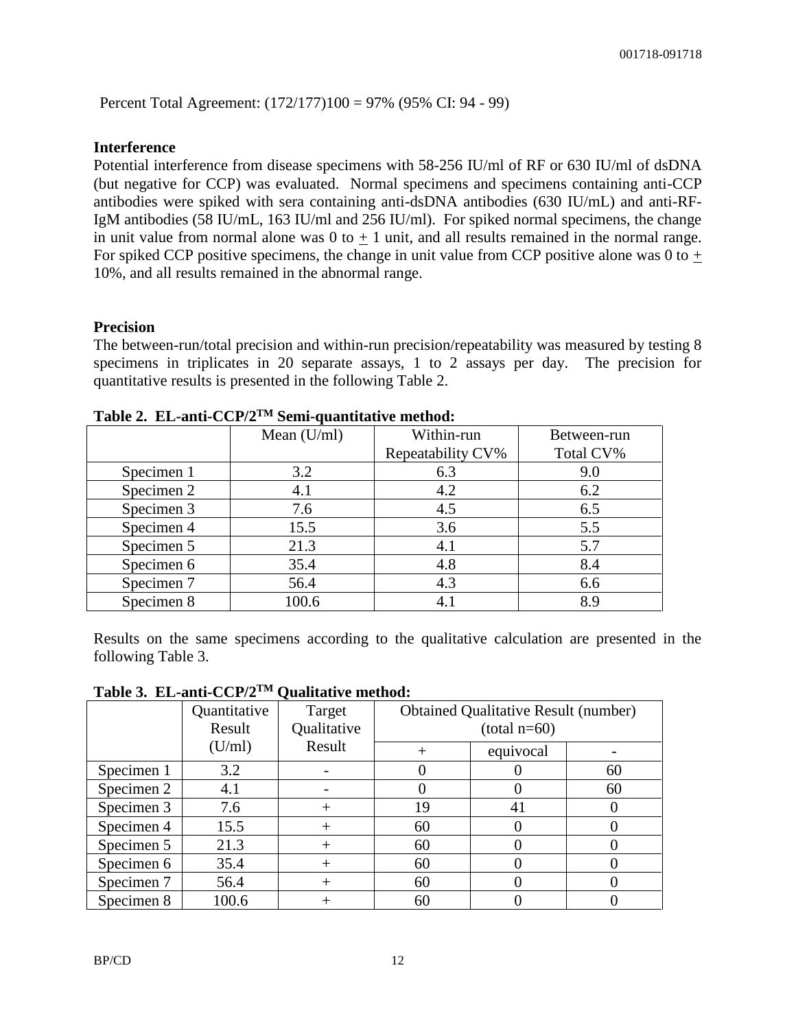Percent Total Agreement: (172/177)100 = 97% (95% CI: 94 - 99)

**Interference**

Potential interference from disease specimens with 58-256 IU/ml of RF or 630 IU/ml of dsDNA (but negative for CCP) was evaluated. Normal specimens and specimens containing anti-CCP antibodies were spiked with sera containing anti-dsDNA antibodies (630 IU/mL) and anti-RF-IgM antibodies (58 IU/mL, 163 IU/ml and 256 IU/ml). For spiked normal specimens, the change in unit value from normal alone was 0 to ± 1 unit, and all results remained in the normal range. For spiked CCP positive specimens, the change in unit value from CCP positive alone was 0 to ± 10%, and all results remained in the abnormal range.

**Precision**

The between-run/total precision and within-run precision/repeatability was measured by testing 8 specimens in triplicates in 20 separate assays, 1 to 2 assays per day. The precision for quantitative results is presented in the following Table 2.

**Table 2. EL-anti-CCP/2™ Semi-quantitative method:**

| | Mean (U/ml) | Within-run Repeatability CV% | Between-run Total CV% |
|---|---|---|---|
| Specimen 1 | 3.2 | 6.3 | 9.0 |
| Specimen 2 | 4.1 | 4.2 | 6.2 |
| Specimen 3 | 7.6 | 4.5 | 6.5 |
| Specimen 4 | 15.5 | 3.6 | 5.5 |
| Specimen 5 | 21.3 | 4.1 | 5.7 |
| Specimen 6 | 35.4 | 4.8 | 8.4 |
| Specimen 7 | 56.4 | 4.3 | 6.6 |
| Specimen 8 | 100.6 | 4.1 | 8.9 |

Results on the same specimens according to the qualitative calculation are presented in the following Table 3.

**Table 3. EL-anti-CCP/2™ Qualitative method:**

| | Quantitative Result (U/ml) | Target Qualitative Result | Obtained Qualitative Result (number) (total n=60) | | |
|---|---|---|---|---|---|
| | | | + | equivocal | - |
| Specimen 1 | 3.2 | - | 0 | 0 | 60 |
| Specimen 2 | 4.1 | - | 0 | 0 | 60 |
| Specimen 3 | 7.6 | + | 19 | 41 | 0 |
| Specimen 4 | 15.5 | + | 60 | 0 | 0 |
| Specimen 5 | 21.3 | + | 60 | 0 | 0 |
| Specimen 6 | 35.4 | + | 60 | 0 | 0 |
| Specimen 7 | 56.4 | + | 60 | 0 | 0 |
| Specimen 8 | 100.6 | + | 60 | 0 | 0 |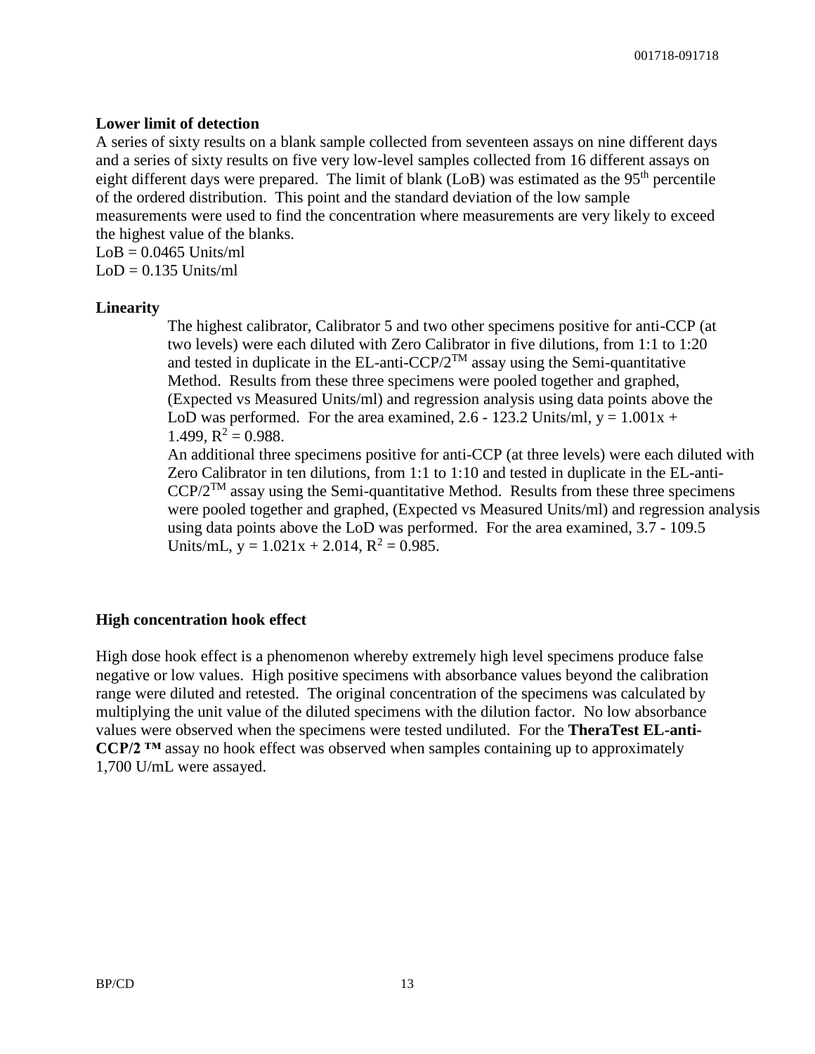**Lower limit of detection**

A series of sixty results on a blank sample collected from seventeen assays on nine different days and a series of sixty results on five very low-level samples collected from 16 different assays on eight different days were prepared. The limit of blank (LoB) was estimated as the 95th percentile of the ordered distribution. This point and the standard deviation of the low sample measurements were used to find the concentration where measurements are very likely to exceed the highest value of the blanks.

LoB = 0.0465 Units/ml
LoD = 0.135 Units/ml

**Linearity**

The highest calibrator, Calibrator 5 and two other specimens positive for anti-CCP (at two levels) were each diluted with Zero Calibrator in five dilutions, from 1:1 to 1:20 and tested in duplicate in the EL-anti-CCP/2™ assay using the Semi-quantitative Method. Results from these three specimens were pooled together and graphed, (Expected vs Measured Units/ml) and regression analysis using data points above the LoD was performed. For the area examined, 2.6 - 123.2 Units/ml, $y = 1.001x + 1.499$, $R^2 = 0.988$.

An additional three specimens positive for anti-CCP (at three levels) were each diluted with Zero Calibrator in ten dilutions, from 1:1 to 1:10 and tested in duplicate in the EL-anti-CCP/2™ assay using the Semi-quantitative Method. Results from these three specimens were pooled together and graphed, (Expected vs Measured Units/ml) and regression analysis using data points above the LoD was performed. For the area examined, 3.7 - 109.5 Units/mL, $y = 1.021x + 2.014$, $R^2 = 0.985$.

**High concentration hook effect**

High dose hook effect is a phenomenon whereby extremely high level specimens produce false negative or low values. High positive specimens with absorbance values beyond the calibration range were diluted and retested. The original concentration of the specimens was calculated by multiplying the unit value of the diluted specimens with the dilution factor. No low absorbance values were observed when the specimens were tested undiluted. For the **TheraTest EL-anti-CCP/2 ™** assay no hook effect was observed when samples containing up to approximately 1,700 U/mL were assayed.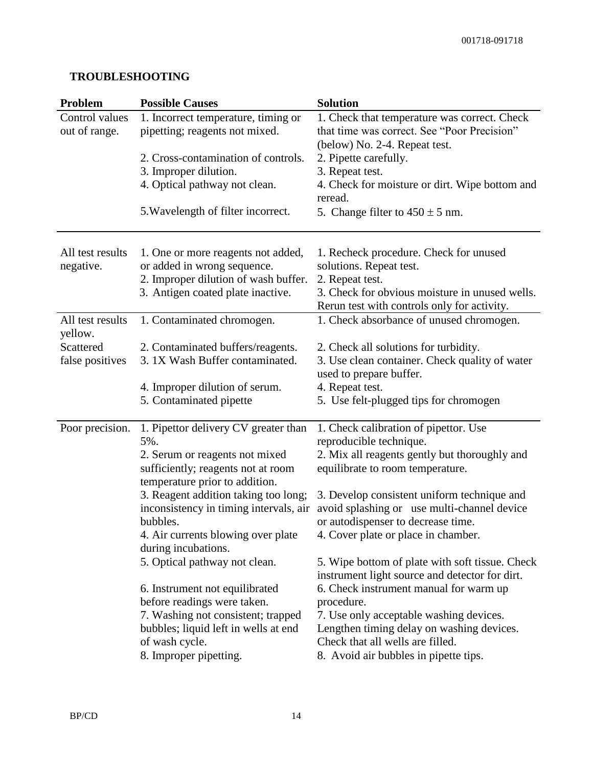## TROUBLESHOOTING

| Problem | Possible Causes | Solution |
| --- | --- | --- |
| Control values out of range. | 1. Incorrect temperature, timing or pipetting; reagents not mixed. | 1. Check that temperature was correct. Check that time was correct. See "Poor Precision" (below) No. 2-4. Repeat test. |
| | 2. Cross-contamination of controls. | 2. Pipette carefully. |
| | 3. Improper dilution. | 3. Repeat test. |
| | 4. Optical pathway not clean. | 4. Check for moisture or dirt. Wipe bottom and reread. |
| | 5.Wavelength of filter incorrect. | 5. Change filter to $450 \pm 5$ nm. |
| All test results negative. | 1. One or more reagents not added, or added in wrong sequence. | 1. Recheck procedure. Check for unused solutions. Repeat test. |
| | 2. Improper dilution of wash buffer. | 2. Repeat test. |
| | 3. Antigen coated plate inactive. | 3. Check for obvious moisture in unused wells. Rerun test with controls only for activity. |
| All test results yellow. | 1. Contaminated chromogen. | 1. Check absorbance of unused chromogen. |
| Scattered false positives | 2. Contaminated buffers/reagents. | 2. Check all solutions for turbidity. |
| | 3. 1X Wash Buffer contaminated. | 3. Use clean container. Check quality of water used to prepare buffer. |
| | 4. Improper dilution of serum. | 4. Repeat test. |
| | 5. Contaminated pipette | 5. Use felt-plugged tips for chromogen |
| Poor precision. | 1. Pipettor delivery CV greater than 5%. | 1. Check calibration of pipettor. Use reproducible technique. |
| | 2. Serum or reagents not mixed sufficiently; reagents not at room temperature prior to addition. | 2. Mix all reagents gently but thoroughly and equilibrate to room temperature. |
| | 3. Reagent addition taking too long; inconsistency in timing intervals, air bubbles. | 3. Develop consistent uniform technique and avoid splashing or use multi-channel device or autodispenser to decrease time. |
| | 4. Air currents blowing over plate during incubations. | 4. Cover plate or place in chamber. |
| | 5. Optical pathway not clean. | 5. Wipe bottom of plate with soft tissue. Check instrument light source and detector for dirt. |
| | 6. Instrument not equilibrated before readings were taken. | 6. Check instrument manual for warm up procedure. |
| | 7. Washing not consistent; trapped bubbles; liquid left in wells at end of wash cycle. | 7. Use only acceptable washing devices. Lengthen timing delay on washing devices. Check that all wells are filled. |
| | 8. Improper pipetting. | 8. Avoid air bubbles in pipette tips. |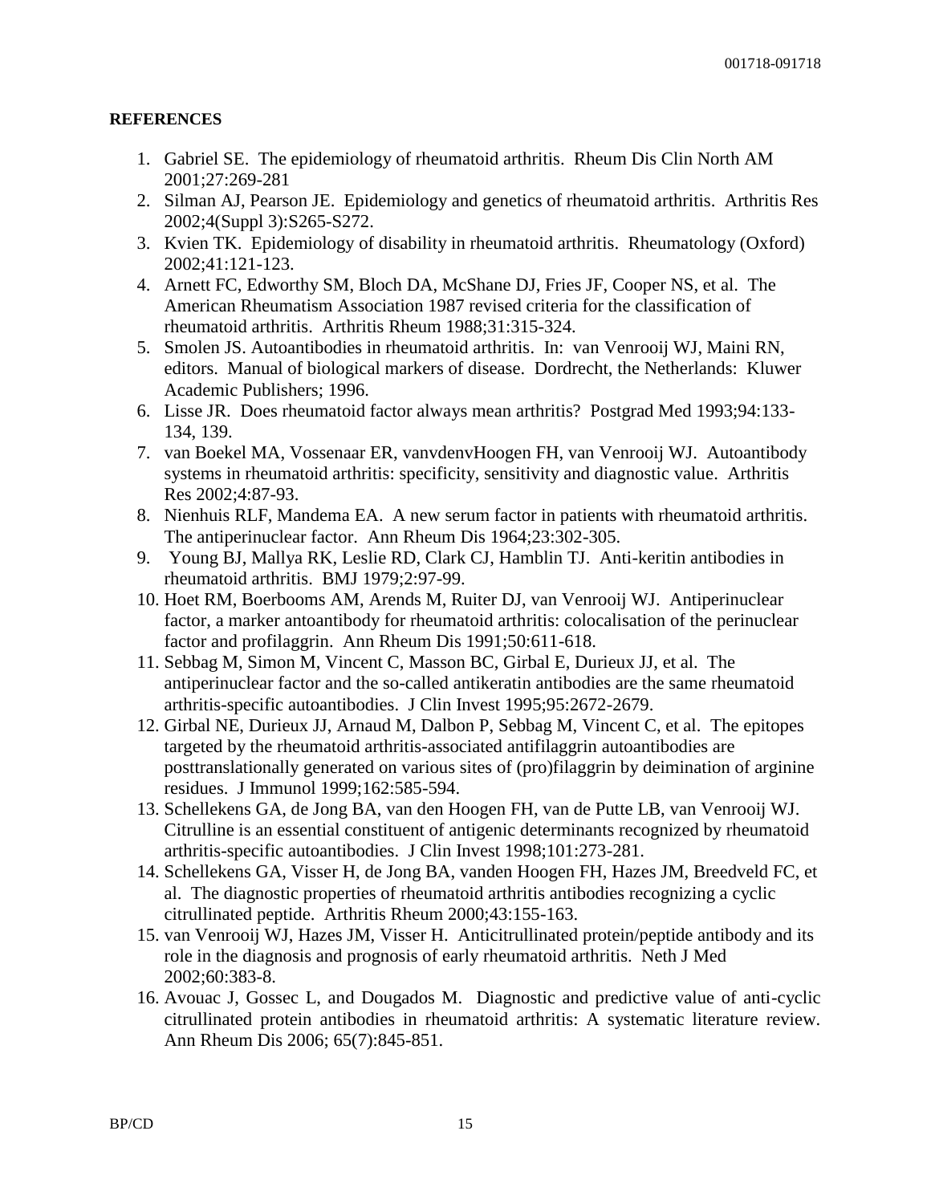**REFERENCES**

1. Gabriel SE. The epidemiology of rheumatoid arthritis. Rheum Dis Clin North AM 2001;27:269-281
2. Silman AJ, Pearson JE. Epidemiology and genetics of rheumatoid arthritis. Arthritis Res 2002;4(Suppl 3):S265-S272.
3. Kvien TK. Epidemiology of disability in rheumatoid arthritis. Rheumatology (Oxford) 2002;41:121-123.
4. Arnett FC, Edworthy SM, Bloch DA, McShane DJ, Fries JF, Cooper NS, et al. The American Rheumatism Association 1987 revised criteria for the classification of rheumatoid arthritis. Arthritis Rheum 1988;31:315-324.
5. Smolen JS. Autoantibodies in rheumatoid arthritis. In: van Venrooij WJ, Maini RN, editors. Manual of biological markers of disease. Dordrecht, the Netherlands: Kluwer Academic Publishers; 1996.
6. Lisse JR. Does rheumatoid factor always mean arthritis? Postgrad Med 1993;94:133-134, 139.
7. van Boekel MA, Vossenaar ER, vanvdenvHoogen FH, van Venrooij WJ. Autoantibody systems in rheumatoid arthritis: specificity, sensitivity and diagnostic value. Arthritis Res 2002;4:87-93.
8. Nienhuis RLF, Mandema EA. A new serum factor in patients with rheumatoid arthritis. The antiperinuclear factor. Ann Rheum Dis 1964;23:302-305.
9. Young BJ, Mallya RK, Leslie RD, Clark CJ, Hamblin TJ. Anti-keritin antibodies in rheumatoid arthritis. BMJ 1979;2:97-99.
10. Hoet RM, Boerbooms AM, Arends M, Ruiter DJ, van Venrooij WJ. Antiperinuclear factor, a marker antoantibody for rheumatoid arthritis: colocalisation of the perinuclear factor and profilaggrin. Ann Rheum Dis 1991;50:611-618.
11. Sebbag M, Simon M, Vincent C, Masson BC, Girbal E, Durieux JJ, et al. The antiperinuclear factor and the so-called antikeratin antibodies are the same rheumatoid arthritis-specific autoantibodies. J Clin Invest 1995;95:2672-2679.
12. Girbal NE, Durieux JJ, Arnaud M, Dalbon P, Sebbag M, Vincent C, et al. The epitopes targeted by the rheumatoid arthritis-associated antifilaggrin autoantibodies are posttranslationally generated on various sites of (pro)filaggrin by deimination of arginine residues. J Immunol 1999;162:585-594.
13. Schellekens GA, de Jong BA, van den Hoogen FH, van de Putte LB, van Venrooij WJ. Citrulline is an essential constituent of antigenic determinants recognized by rheumatoid arthritis-specific autoantibodies. J Clin Invest 1998;101:273-281.
14. Schellekens GA, Visser H, de Jong BA, vanden Hoogen FH, Hazes JM, Breedveld FC, et al. The diagnostic properties of rheumatoid arthritis antibodies recognizing a cyclic citrullinated peptide. Arthritis Rheum 2000;43:155-163.
15. van Venrooij WJ, Hazes JM, Visser H. Anticitrullinated protein/peptide antibody and its role in the diagnosis and prognosis of early rheumatoid arthritis. Neth J Med 2002;60:383-8.
16. Avouac J, Gossec L, and Dougados M. Diagnostic and predictive value of anti-cyclic citrullinated protein antibodies in rheumatoid arthritis: A systematic literature review. Ann Rheum Dis 2006; 65(7):845-851.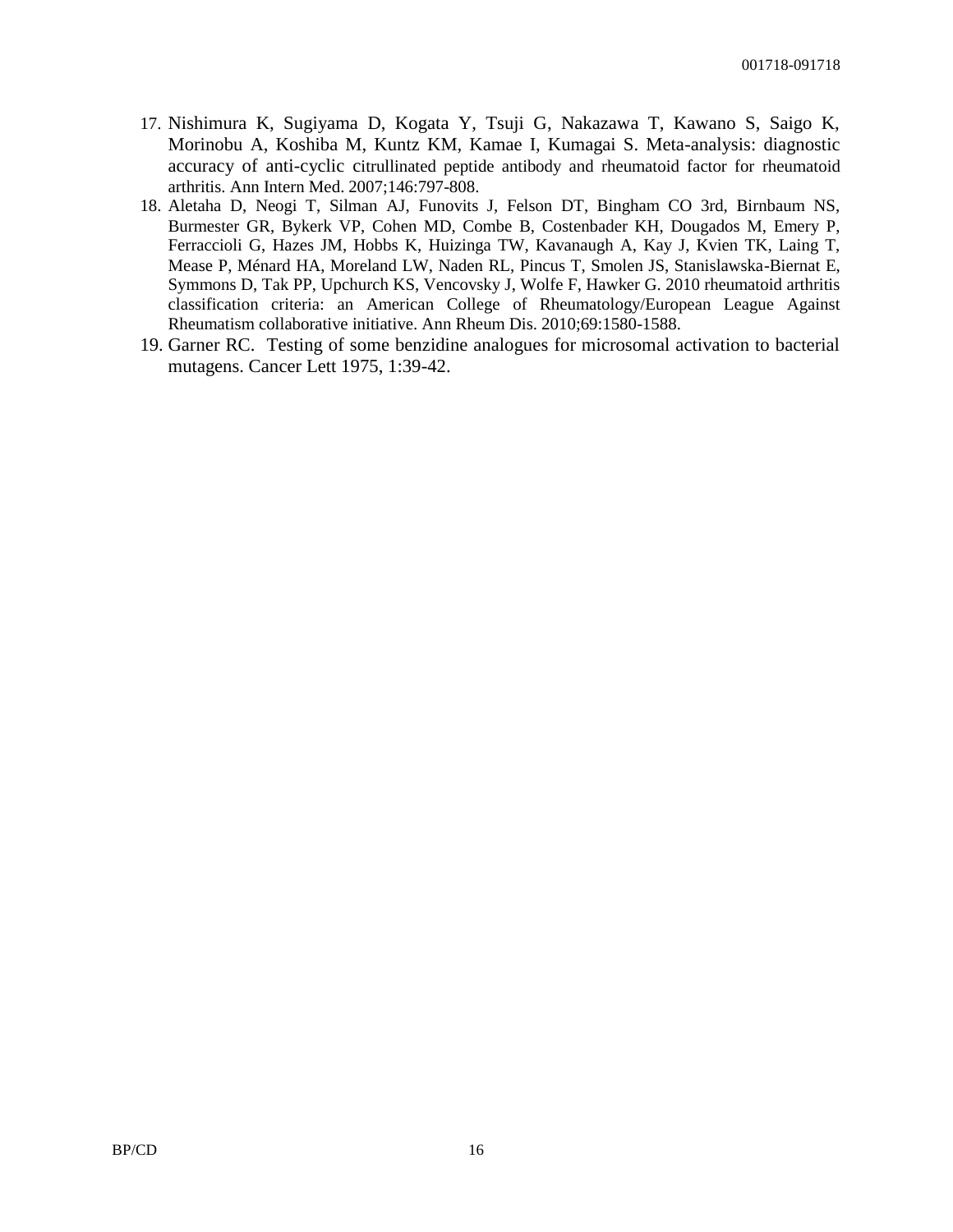17. Nishimura K, Sugiyama D, Kogata Y, Tsuji G, Nakazawa T, Kawano S, Saigo K, Morinobu A, Koshiba M, Kuntz KM, Kamae I, Kumagai S. Meta-analysis: diagnostic accuracy of anti-cyclic citrullinated peptide antibody and rheumatoid factor for rheumatoid arthritis. Ann Intern Med. 2007;146:797-808.
18. Aletaha D, Neogi T, Silman AJ, Funovits J, Felson DT, Bingham CO 3rd, Birnbaum NS, Burmester GR, Bykerk VP, Cohen MD, Combe B, Costenbader KH, Dougados M, Emery P, Ferraccioli G, Hazes JM, Hobbs K, Huizinga TW, Kavanaugh A, Kay J, Kvien TK, Laing T, Mease P, Ménard HA, Moreland LW, Naden RL, Pincus T, Smolen JS, Stanislawska-Biernat E, Symmons D, Tak PP, Upchurch KS, Vencovsky J, Wolfe F, Hawker G. 2010 rheumatoid arthritis classification criteria: an American College of Rheumatology/European League Against Rheumatism collaborative initiative. Ann Rheum Dis. 2010;69:1580-1588.
19. Garner RC. Testing of some benzidine analogues for microsomal activation to bacterial mutagens. Cancer Lett 1975, 1:39-42.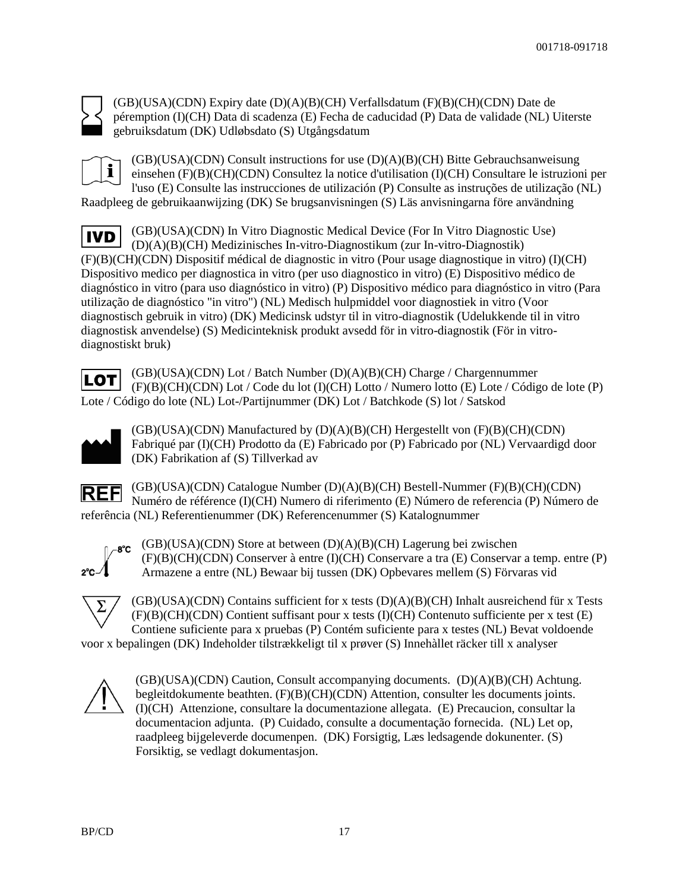(GB)(USA)(CDN) Expiry date (D)(A)(B)(CH) Verfallsdatum (F)(B)(CH)(CDN) Date de péremption (I)(CH) Data di scadenza (E) Fecha de caducidad (P) Data de validade (NL) Uiterste gebruiksdatum (DK) Udløbsdato (S) Utgångsdatum

(GB)(USA)(CDN) Consult instructions for use (D)(A)(B)(CH) Bitte Gebrauchsanweisung einsehen (F)(B)(CH)(CDN) Consultez la notice d'utilisation (I)(CH) Consultare le istruzioni per l'uso (E) Consulte las instrucciones de utilización (P) Consulte as instruções de utilização (NL) Raadpleeg de gebruikaanwijzing (DK) Se brugsanvisningen (S) Läs anvisningarna före användning

IVD (GB)(USA)(CDN) In Vitro Diagnostic Medical Device (For In Vitro Diagnostic Use) (D)(A)(B)(CH) Medizinisches In-vitro-Diagnostikum (zur In-vitro-Diagnostik) (F)(B)(CH)(CDN) Dispositif médical de diagnostic in vitro (Pour usage diagnostique in vitro) (I)(CH) Dispositivo medico per diagnostica in vitro (per uso diagnostico in vitro) (E) Dispositivo médico de diagnóstico in vitro (para uso diagnóstico in vitro) (P) Dispositivo médico para diagnóstico in vitro (Para utilização de diagnóstico "in vitro") (NL) Medisch hulpmiddel voor diagnostiek in vitro (Voor diagnostisch gebruik in vitro) (DK) Medicinsk udstyr til in vitro-diagnostik (Udelukkende til in vitro diagnostisk anvendelse) (S) Medicinteknisk produkt avsedd för in vitro-diagnostik (För in vitro-diagnostiskt bruk)

LOT (GB)(USA)(CDN) Lot / Batch Number (D)(A)(B)(CH) Charge / Chargennummer (F)(B)(CH)(CDN) Lot / Code du lot (I)(CH) Lotto / Numero lotto (E) Lote / Código de lote (P) Lote / Código do lote (NL) Lot-/Partijnummer (DK) Lot / Batchkode (S) lot / Satskod

(GB)(USA)(CDN) Manufactured by (D)(A)(B)(CH) Hergestellt von (F)(B)(CH)(CDN) Fabriqué par (I)(CH) Prodotto da (E) Fabricado por (P) Fabricado por (NL) Vervaardigd door (DK) Fabrikation af (S) Tillverkad av

REF (GB)(USA)(CDN) Catalogue Number (D)(A)(B)(CH) Bestell-Nummer (F)(B)(CH)(CDN) Numéro de référence (I)(CH) Numero di riferimento (E) Número de referencia (P) Número de referência (NL) Referentienummer (DK) Referencenummer (S) Katalognummer

2°C–8°C (GB)(USA)(CDN) Store at between (D)(A)(B)(CH) Lagerung bei zwischen (F)(B)(CH)(CDN) Conserver à entre (I)(CH) Conservare a tra (E) Conservar a temp. entre (P) Armazene a entre (NL) Bewaar bij tussen (DK) Opbevares mellem (S) Förvaras vid

Σ (GB)(USA)(CDN) Contains sufficient for x tests (D)(A)(B)(CH) Inhalt ausreichend für x Tests (F)(B)(CH)(CDN) Contient suffisant pour x tests (I)(CH) Contenuto sufficiente per x test (E) Contiene suficiente para x pruebas (P) Contém suficiente para x testes (NL) Bevat voldoende voor x bepalingen (DK) Indeholder tilstrækkeligt til x prøver (S) Innehàllet räcker till x analyser

(GB)(USA)(CDN) Caution, Consult accompanying documents. (D)(A)(B)(CH) Achtung. begleitdokumente beathten. (F)(B)(CH)(CDN) Attention, consulter les documents joints. (I)(CH) Attenzione, consultare la documentazione allegata. (E) Precaucion, consultar la documentacion adjunta. (P) Cuidado, consulte a documentação fornecida. (NL) Let op, raadpleeg bijgeleverde documenpen. (DK) Forsigtig, Læs ledsagende dokunenter. (S) Forsiktig, se vedlagt dokumentasjon.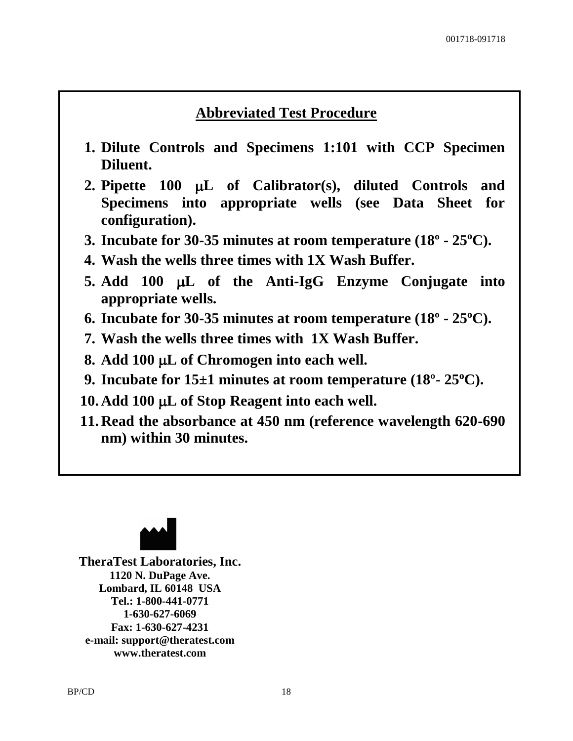## Abbreviated Test Procedure

1. **Dilute Controls and Specimens 1:101 with CCP Specimen Diluent.**
2. **Pipette 100 μL of Calibrator(s), diluted Controls and Specimens into appropriate wells (see Data Sheet for configuration).**
3. **Incubate for 30-35 minutes at room temperature (18º - 25ºC).**
4. **Wash the wells three times with 1X Wash Buffer.**
5. **Add 100 μL of the Anti-IgG Enzyme Conjugate into appropriate wells.**
6. **Incubate for 30-35 minutes at room temperature (18º - 25ºC).**
7. **Wash the wells three times with 1X Wash Buffer.**
8. **Add 100 μL of Chromogen into each well.**
9. **Incubate for 15±1 minutes at room temperature (18º- 25ºC).**
10. **Add 100 μL of Stop Reagent into each well.**
11. **Read the absorbance at 450 nm (reference wavelength 620-690 nm) within 30 minutes.**

**TheraTest Laboratories, Inc.**
**1120 N. DuPage Ave.**
**Lombard, IL 60148 USA**
**Tel.: 1-800-441-0771**
**1-630-627-6069**
**Fax: 1-630-627-4231**
**e-mail: support@theratest.com**
**www.theratest.com**